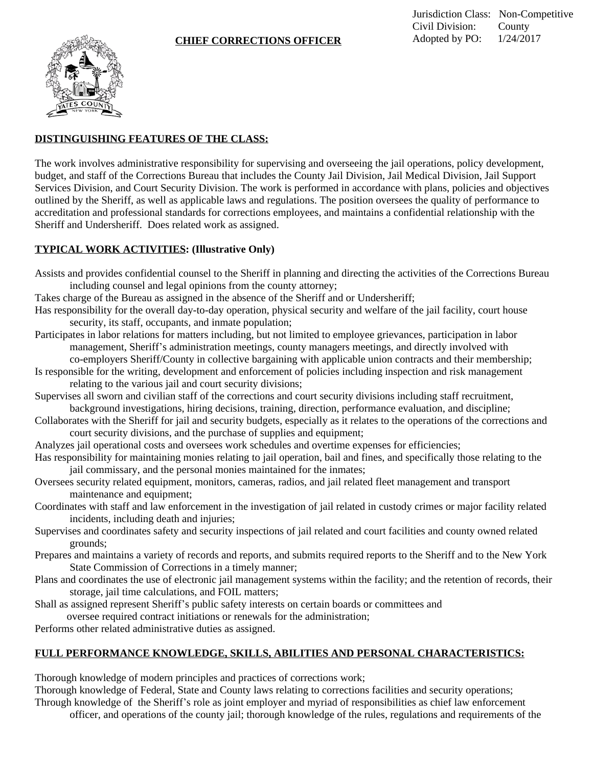Jurisdiction Class: Non-Competitive
Civil Division: County
Adopted by PO: 1/24/2017

# CHIEF CORRECTIONS OFFICER

## DISTINGUISHING FEATURES OF THE CLASS:

The work involves administrative responsibility for supervising and overseeing the jail operations, policy development, budget, and staff of the Corrections Bureau that includes the County Jail Division, Jail Medical Division, Jail Support Services Division, and Court Security Division. The work is performed in accordance with plans, policies and objectives outlined by the Sheriff, as well as applicable laws and regulations. The position oversees the quality of performance to accreditation and professional standards for corrections employees, and maintains a confidential relationship with the Sheriff and Undersheriff. Does related work as assigned.

## TYPICAL WORK ACTIVITIES: (Illustrative Only)

Assists and provides confidential counsel to the Sheriff in planning and directing the activities of the Corrections Bureau including counsel and legal opinions from the county attorney;
Takes charge of the Bureau as assigned in the absence of the Sheriff and or Undersheriff;
Has responsibility for the overall day-to-day operation, physical security and welfare of the jail facility, court house security, its staff, occupants, and inmate population;
Participates in labor relations for matters including, but not limited to employee grievances, participation in labor management, Sheriff's administration meetings, county managers meetings, and directly involved with co-employers Sheriff/County in collective bargaining with applicable union contracts and their membership;
Is responsible for the writing, development and enforcement of policies including inspection and risk management relating to the various jail and court security divisions;
Supervises all sworn and civilian staff of the corrections and court security divisions including staff recruitment, background investigations, hiring decisions, training, direction, performance evaluation, and discipline;
Collaborates with the Sheriff for jail and security budgets, especially as it relates to the operations of the corrections and court security divisions, and the purchase of supplies and equipment;
Analyzes jail operational costs and oversees work schedules and overtime expenses for efficiencies;
Has responsibility for maintaining monies relating to jail operation, bail and fines, and specifically those relating to the jail commissary, and the personal monies maintained for the inmates;
Oversees security related equipment, monitors, cameras, radios, and jail related fleet management and transport maintenance and equipment;
Coordinates with staff and law enforcement in the investigation of jail related in custody crimes or major facility related incidents, including death and injuries;
Supervises and coordinates safety and security inspections of jail related and court facilities and county owned related grounds;
Prepares and maintains a variety of records and reports, and submits required reports to the Sheriff and to the New York State Commission of Corrections in a timely manner;
Plans and coordinates the use of electronic jail management systems within the facility; and the retention of records, their storage, jail time calculations, and FOIL matters;
Shall as assigned represent Sheriff's public safety interests on certain boards or committees and oversee required contract initiations or renewals for the administration;
Performs other related administrative duties as assigned.

## FULL PERFORMANCE KNOWLEDGE, SKILLS, ABILITIES AND PERSONAL CHARACTERISTICS:

Thorough knowledge of modern principles and practices of corrections work;
Thorough knowledge of Federal, State and County laws relating to corrections facilities and security operations;
Through knowledge of the Sheriff's role as joint employer and myriad of responsibilities as chief law enforcement officer, and operations of the county jail; thorough knowledge of the rules, regulations and requirements of the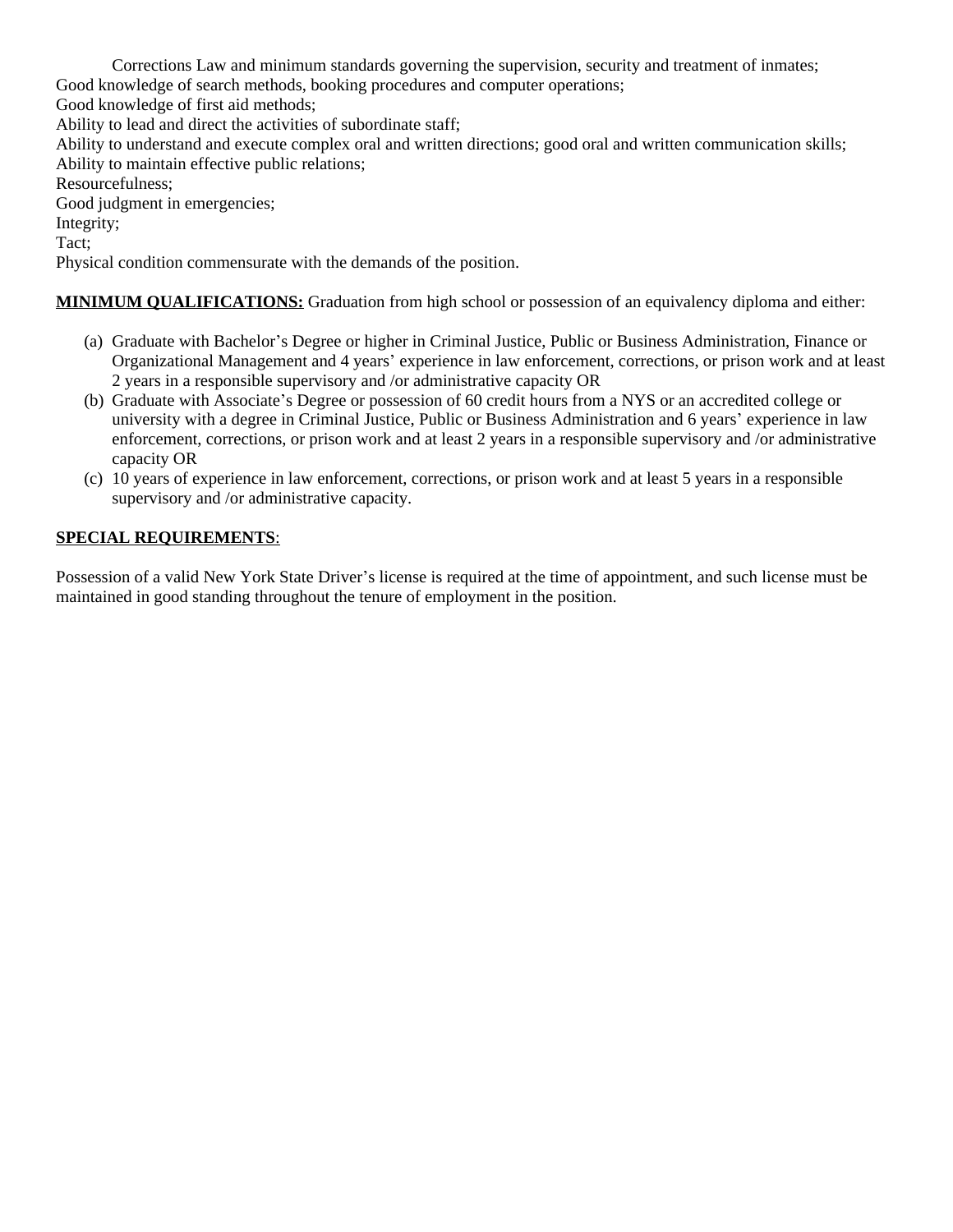Corrections Law and minimum standards governing the supervision, security and treatment of inmates;
Good knowledge of search methods, booking procedures and computer operations;
Good knowledge of first aid methods;
Ability to lead and direct the activities of subordinate staff;
Ability to understand and execute complex oral and written directions; good oral and written communication skills;
Ability to maintain effective public relations;
Resourcefulness;
Good judgment in emergencies;
Integrity;
Tact;
Physical condition commensurate with the demands of the position.

**MINIMUM QUALIFICATIONS:** Graduation from high school or possession of an equivalency diploma and either:

(a) Graduate with Bachelor's Degree or higher in Criminal Justice, Public or Business Administration, Finance or Organizational Management and 4 years' experience in law enforcement, corrections, or prison work and at least 2 years in a responsible supervisory and /or administrative capacity OR
(b) Graduate with Associate's Degree or possession of 60 credit hours from a NYS or an accredited college or university with a degree in Criminal Justice, Public or Business Administration and 6 years' experience in law enforcement, corrections, or prison work and at least 2 years in a responsible supervisory and /or administrative capacity OR
(c) 10 years of experience in law enforcement, corrections, or prison work and at least 5 years in a responsible supervisory and /or administrative capacity.

**SPECIAL REQUIREMENTS**:

Possession of a valid New York State Driver's license is required at the time of appointment, and such license must be maintained in good standing throughout the tenure of employment in the position.